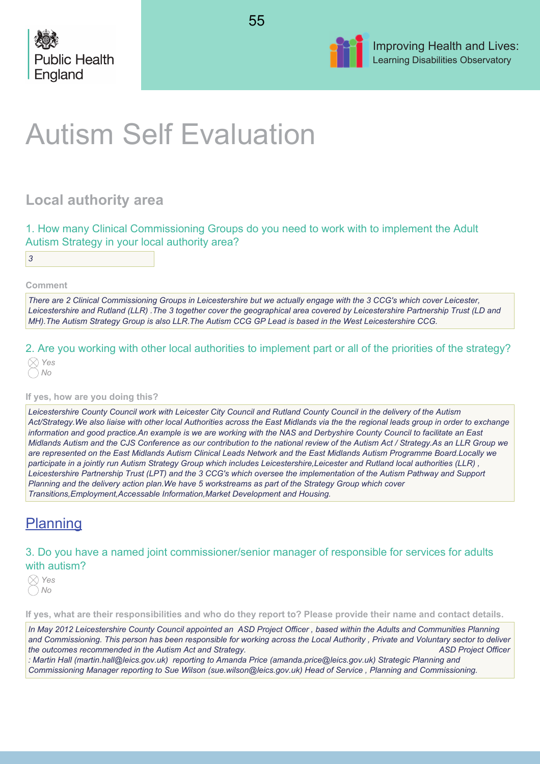# Autism Self Evaluation

## Local authority area

1. How many Clinical Commissioning Groups do you need to work with to implement the Adult Autism Strategy in your local authority area?

*3*

**Comment**

*There are 2 Clinical Commissioning Groups in Leicestershire but we actually engage with the 3 CCG's which cover Leicester, Leicestershire and Rutland (LLR) .The 3 together cover the geographical area covered by Leicestershire Partnership Trust (LD and MH).The Autism Strategy Group is also LLR.The Autism CCG GP Lead is based in the West Leicestershire CCG.*

2. Are you working with other local authorities to implement part or all of the priorities of the strategy?

- [x] Yes
- [ ] No

**If yes, how are you doing this?**

*Leicestershire County Council work with Leicester City Council and Rutland County Council in the delivery of the Autism Act/Strategy.We also liaise with other local Authorities across the East Midlands via the the regional leads group in order to exchange information and good practice.An example is we are working with the NAS and Derbyshire County Council to facilitate an East Midlands Autism and the CJS Conference as our contribution to the national review of the Autism Act / Strategy.As an LLR Group we are represented on the East Midlands Autism Clinical Leads Network and the East Midlands Autism Programme Board.Locally we participate in a jointly run Autism Strategy Group which includes Leicestershire,Leicester and Rutland local authorities (LLR) , Leicestershire Partnership Trust (LPT) and the 3 CCG's which oversee the implementation of the Autism Pathway and Support Planning and the delivery action plan.We have 5 workstreams as part of the Strategy Group which cover Transitions,Employment,Accessable Information,Market Development and Housing.*

## Planning

3. Do you have a named joint commissioner/senior manager of responsible for services for adults with autism?

- [x] Yes
- [ ] No

**If yes, what are their responsibilities and who do they report to? Please provide their name and contact details.**

*In May 2012 Leicestershire County Council appointed an ASD Project Officer , based within the Adults and Communities Planning and Commissioning. This person has been responsible for working across the Local Authority , Private and Voluntary sector to deliver the outcomes recommended in the Autism Act and Strategy. ASD Project Officer : Martin Hall (martin.hall@leics.gov.uk) reporting to Amanda Price (amanda.price@leics.gov.uk) Strategic Planning and Commissioning Manager reporting to Sue Wilson (sue.wilson@leics.gov.uk) Head of Service , Planning and Commissioning.*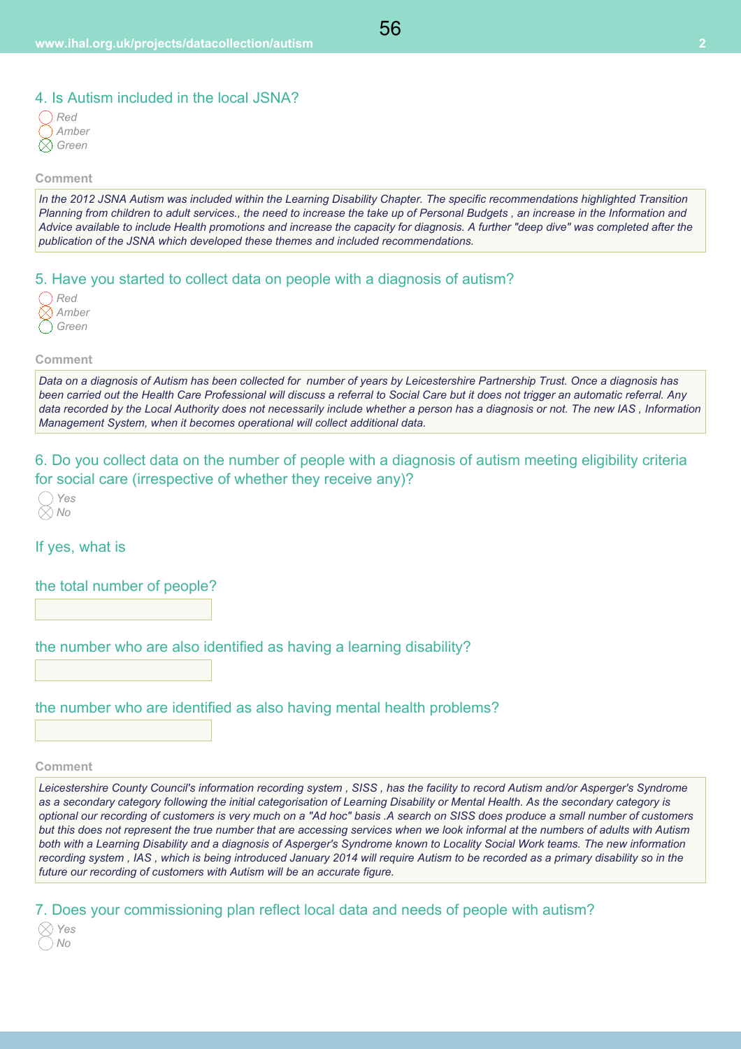## 4. Is Autism included in the local JSNA?

- ◯ Red
- ◯ Amber
- ⊗ Green

**Comment**

*In the 2012 JSNA Autism was included within the Learning Disability Chapter. The specific recommendations highlighted Transition Planning from children to adult services., the need to increase the take up of Personal Budgets , an increase in the Information and Advice available to include Health promotions and increase the capacity for diagnosis. A further "deep dive" was completed after the publication of the JSNA which developed these themes and included recommendations.*

## 5. Have you started to collect data on people with a diagnosis of autism?

- ◯ Red
- ⊗ Amber
- ◯ Green

**Comment**

*Data on a diagnosis of Autism has been collected for number of years by Leicestershire Partnership Trust. Once a diagnosis has been carried out the Health Care Professional will discuss a referral to Social Care but it does not trigger an automatic referral. Any data recorded by the Local Authority does not necessarily include whether a person has a diagnosis or not. The new IAS , Information Management System, when it becomes operational will collect additional data.*

## 6. Do you collect data on the number of people with a diagnosis of autism meeting eligibility criteria for social care (irrespective of whether they receive any)?

- ◯ Yes
- ⊗ No

If yes, what is

the total number of people?

the number who are also identified as having a learning disability?

the number who are identified as also having mental health problems?

**Comment**

*Leicestershire County Council's information recording system , SISS , has the facility to record Autism and/or Asperger's Syndrome as a secondary category following the initial categorisation of Learning Disability or Mental Health. As the secondary category is optional our recording of customers is very much on a "Ad hoc" basis .A search on SISS does produce a small number of customers but this does not represent the true number that are accessing services when we look informal at the numbers of adults with Autism both with a Learning Disability and a diagnosis of Asperger's Syndrome known to Locality Social Work teams. The new information recording system , IAS , which is being introduced January 2014 will require Autism to be recorded as a primary disability so in the future our recording of customers with Autism will be an accurate figure.*

## 7. Does your commissioning plan reflect local data and needs of people with autism?

- ⊗ Yes
- ◯ No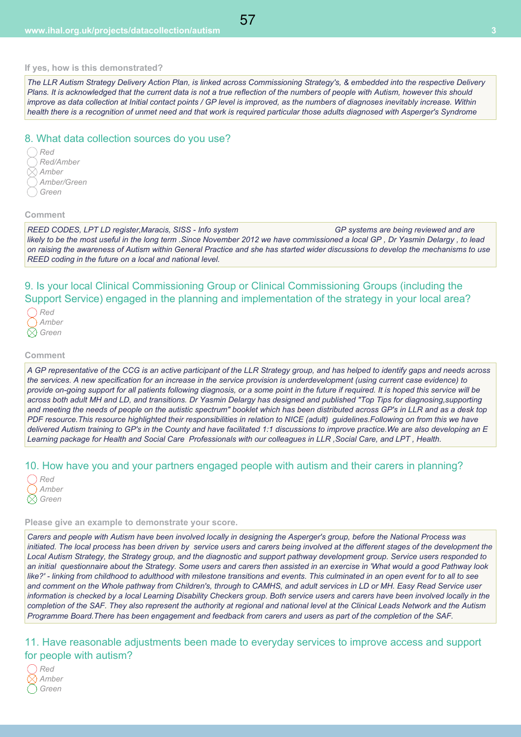**If yes, how is this demonstrated?**

*The LLR Autism Strategy Delivery Action Plan, is linked across Commissioning Strategy's, & embedded into the respective Delivery Plans. It is acknowledged that the current data is not a true reflection of the numbers of people with Autism, however this should improve as data collection at Initial contact points / GP level is improved, as the numbers of diagnoses inevitably increase. Within health there is a recognition of unmet need and that work is required particular those adults diagnosed with Asperger's Syndrome*

## 8. What data collection sources do you use?

- ◯ Red
- ◯ Red/Amber
- ⊗ Amber
- ◯ Amber/Green
- ◯ Green

**Comment**

*REED CODES, LPT LD register,Maracis, SISS - Info system GP systems are being reviewed and are likely to be the most useful in the long term .Since November 2012 we have commissioned a local GP , Dr Yasmin Delargy , to lead on raising the awareness of Autism within General Practice and she has started wider discussions to develop the mechanisms to use REED coding in the future on a local and national level.*

## 9. Is your local Clinical Commissioning Group or Clinical Commissioning Groups (including the Support Service) engaged in the planning and implementation of the strategy in your local area?

- ◯ Red
- ◯ Amber
- ⊗ Green

**Comment**

*A GP representative of the CCG is an active participant of the LLR Strategy group, and has helped to identify gaps and needs across the services. A new specification for an increase in the service provision is underdevelopment (using current case evidence) to provide on-going support for all patients following diagnosis, or a some point in the future if required. It is hoped this service will be across both adult MH and LD, and transitions. Dr Yasmin Delargy has designed and published "Top Tips for diagnosing,supporting and meeting the needs of people on the autistic spectrum" booklet which has been distributed across GP's in LLR and as a desk top PDF resource.This resource highlighted their responsibilities in relation to NICE (adult) guidelines.Following on from this we have delivered Autism training to GP's in the County and have facilitated 1:1 discussions to improve practice.We are also developing an E Learning package for Health and Social Care Professionals with our colleagues in LLR ,Social Care, and LPT , Health.*

## 10. How have you and your partners engaged people with autism and their carers in planning?

- ◯ Red
- ◯ Amber
- ⊗ Green

**Please give an example to demonstrate your score.**

*Carers and people with Autism have been involved locally in designing the Asperger's group, before the National Process was initiated. The local process has been driven by service users and carers being involved at the different stages of the development the Local Autism Strategy, the Strategy group, and the diagnostic and support pathway development group. Service users responded to an initial questionnaire about the Strategy. Some users and carers then assisted in an exercise in 'What would a good Pathway look like?' - linking from childhood to adulthood with milestone transitions and events. This culminated in an open event for to all to see and comment on the Whole pathway from Children's, through to CAMHS, and adult services in LD or MH. Easy Read Service user information is checked by a local Learning Disability Checkers group. Both service users and carers have been involved locally in the completion of the SAF. They also represent the authority at regional and national level at the Clinical Leads Network and the Autism Programme Board.There has been engagement and feedback from carers and users as part of the completion of the SAF.*

## 11. Have reasonable adjustments been made to everyday services to improve access and support for people with autism?

- ◯ Red
- ⊗ Amber
- ◯ Green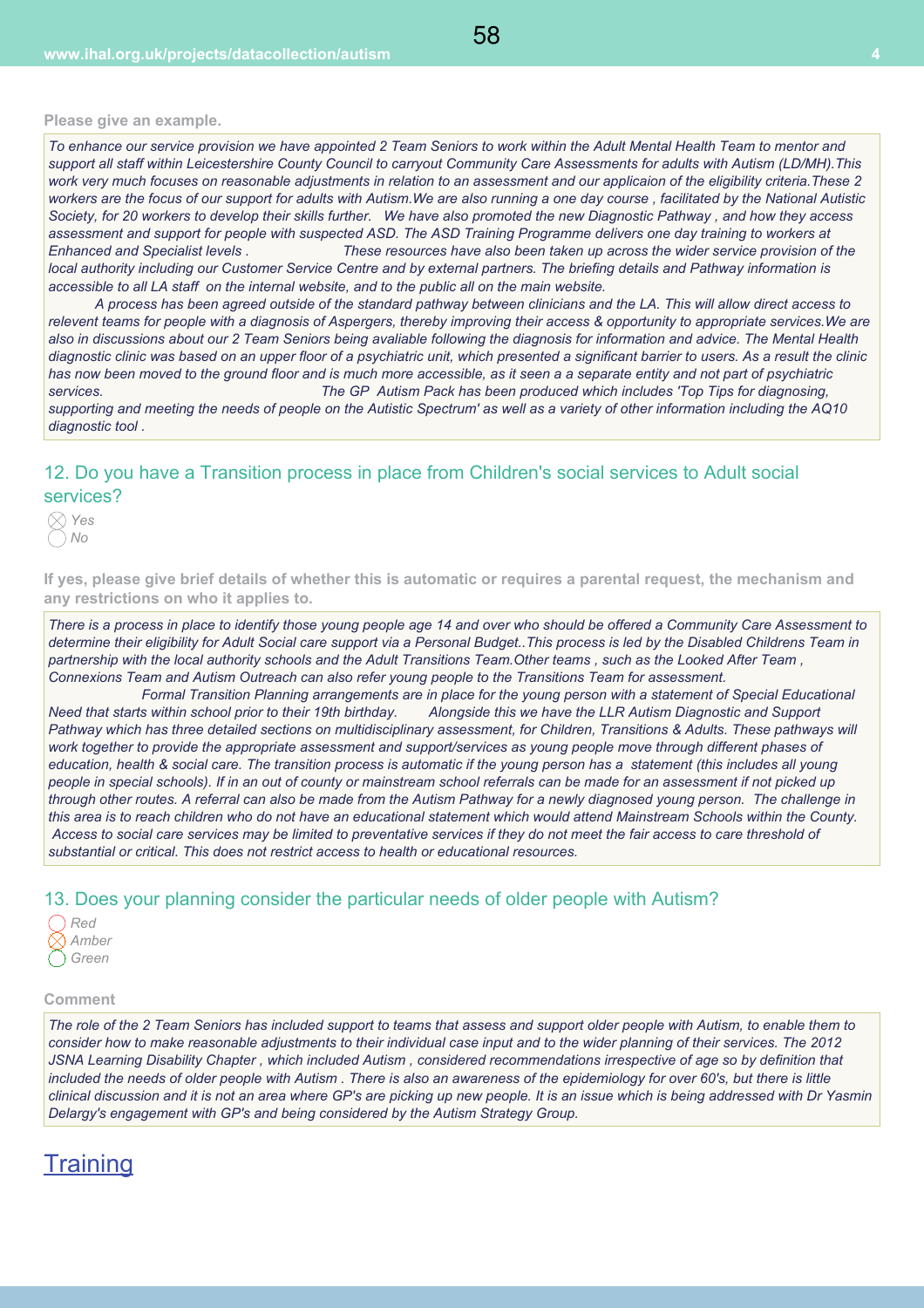**Please give an example.**

*To enhance our service provision we have appointed 2 Team Seniors to work within the Adult Mental Health Team to mentor and support all staff within Leicestershire County Council to carryout Community Care Assessments for adults with Autism (LD/MH).This work very much focuses on reasonable adjustments in relation to an assessment and our applicaion of the eligibility criteria.These 2 workers are the focus of our support for adults with Autism.We are also running a one day course , facilitated by the National Autistic Society, for 20 workers to develop their skills further. We have also promoted the new Diagnostic Pathway , and how they access assessment and support for people with suspected ASD. The ASD Training Programme delivers one day training to workers at Enhanced and Specialist levels . These resources have also been taken up across the wider service provision of the local authority including our Customer Service Centre and by external partners. The briefing details and Pathway information is accessible to all LA staff on the internal website, and to the public all on the main website.*

*A process has been agreed outside of the standard pathway between clinicians and the LA. This will allow direct access to relevent teams for people with a diagnosis of Aspergers, thereby improving their access & opportunity to appropriate services.We are also in discussions about our 2 Team Seniors being avaliable following the diagnosis for information and advice. The Mental Health diagnostic clinic was based on an upper floor of a psychiatric unit, which presented a significant barrier to users. As a result the clinic has now been moved to the ground floor and is much more accessible, as it seen a a separate entity and not part of psychiatric services. The GP Autism Pack has been produced which includes 'Top Tips for diagnosing, supporting and meeting the needs of people on the Autistic Spectrum' as well as a variety of other information including the AQ10 diagnostic tool .*

## 12. Do you have a Transition process in place from Children's social services to Adult social services?

- [x] *Yes*
- [ ] *No*

**If yes, please give brief details of whether this is automatic or requires a parental request, the mechanism and any restrictions on who it applies to.**

*There is a process in place to identify those young people age 14 and over who should be offered a Community Care Assessment to determine their eligibility for Adult Social care support via a Personal Budget..This process is led by the Disabled Childrens Team in partnership with the local authority schools and the Adult Transitions Team.Other teams , such as the Looked After Team , Connexions Team and Autism Outreach can also refer young people to the Transitions Team for assessment.*

*Formal Transition Planning arrangements are in place for the young person with a statement of Special Educational Need that starts within school prior to their 19th birthday. Alongside this we have the LLR Autism Diagnostic and Support Pathway which has three detailed sections on multidisciplinary assessment, for Children, Transitions & Adults. These pathways will work together to provide the appropriate assessment and support/services as young people move through different phases of education, health & social care. The transition process is automatic if the young person has a statement (this includes all young people in special schools). If in an out of county or mainstream school referrals can be made for an assessment if not picked up through other routes. A referral can also be made from the Autism Pathway for a newly diagnosed young person. The challenge in this area is to reach children who do not have an educational statement which would attend Mainstream Schools within the County. Access to social care services may be limited to preventative services if they do not meet the fair access to care threshold of substantial or critical. This does not restrict access to health or educational resources.*

## 13. Does your planning consider the particular needs of older people with Autism?

- [ ] *Red*
- [x] *Amber*
- [ ] *Green*

**Comment**

*The role of the 2 Team Seniors has included support to teams that assess and support older people with Autism, to enable them to consider how to make reasonable adjustments to their individual case input and to the wider planning of their services. The 2012 JSNA Learning Disability Chapter , which included Autism , considered recommendations irrespective of age so by definition that included the needs of older people with Autism . There is also an awareness of the epidemiology for over 60's, but there is little clinical discussion and it is not an area where GP's are picking up new people. It is an issue which is being addressed with Dr Yasmin Delargy's engagement with GP's and being considered by the Autism Strategy Group.*

# Training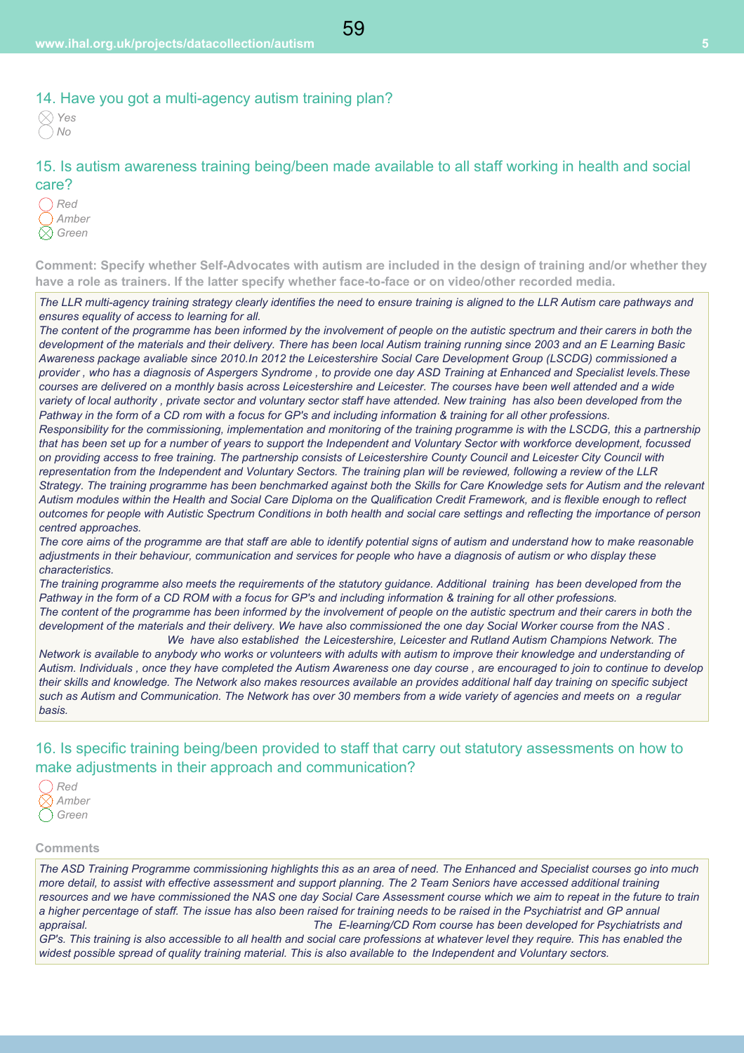## 14. Have you got a multi-agency autism training plan?

- [x] *Yes*
- [ ] *No*

## 15. Is autism awareness training being/been made available to all staff working in health and social care?

- [ ] *Red*
- [ ] *Amber*
- [x] *Green*

**Comment: Specify whether Self-Advocates with autism are included in the design of training and/or whether they have a role as trainers. If the latter specify whether face-to-face or on video/other recorded media.**

*The LLR multi-agency training strategy clearly identifies the need to ensure training is aligned to the LLR Autism care pathways and ensures equality of access to learning for all.*
*The content of the programme has been informed by the involvement of people on the autistic spectrum and their carers in both the development of the materials and their delivery. There has been local Autism training running since 2003 and an E Learning Basic Awareness package avaliable since 2010.In 2012 the Leicestershire Social Care Development Group (LSCDG) commissioned a provider , who has a diagnosis of Aspergers Syndrome , to provide one day ASD Training at Enhanced and Specialist levels.These courses are delivered on a monthly basis across Leicestershire and Leicester. The courses have been well attended and a wide variety of local authority , private sector and voluntary sector staff have attended. New training has also been developed from the Pathway in the form of a CD rom with a focus for GP's and including information & training for all other professions.*
*Responsibility for the commissioning, implementation and monitoring of the training programme is with the LSCDG, this a partnership that has been set up for a number of years to support the Independent and Voluntary Sector with workforce development, focussed on providing access to free training. The partnership consists of Leicestershire County Council and Leicester City Council with representation from the Independent and Voluntary Sectors. The training plan will be reviewed, following a review of the LLR Strategy. The training programme has been benchmarked against both the Skills for Care Knowledge sets for Autism and the relevant Autism modules within the Health and Social Care Diploma on the Qualification Credit Framework, and is flexible enough to reflect outcomes for people with Autistic Spectrum Conditions in both health and social care settings and reflecting the importance of person centred approaches.*
*The core aims of the programme are that staff are able to identify potential signs of autism and understand how to make reasonable adjustments in their behaviour, communication and services for people who have a diagnosis of autism or who display these characteristics.*
*The training programme also meets the requirements of the statutory guidance. Additional training has been developed from the Pathway in the form of a CD ROM with a focus for GP's and including information & training for all other professions.*
*The content of the programme has been informed by the involvement of people on the autistic spectrum and their carers in both the development of the materials and their delivery. We have also commissioned the one day Social Worker course from the NAS . We have also established the Leicestershire, Leicester and Rutland Autism Champions Network. The Network is available to anybody who works or volunteers with adults with autism to improve their knowledge and understanding of Autism. Individuals , once they have completed the Autism Awareness one day course , are encouraged to join to continue to develop their skills and knowledge. The Network also makes resources available an provides additional half day training on specific subject such as Autism and Communication. The Network has over 30 members from a wide variety of agencies and meets on a regular basis.*

## 16. Is specific training being/been provided to staff that carry out statutory assessments on how to make adjustments in their approach and communication?

- [ ] *Red*
- [x] *Amber*
- [ ] *Green*

**Comments**

*The ASD Training Programme commissioning highlights this as an area of need. The Enhanced and Specialist courses go into much more detail, to assist with effective assessment and support planning. The 2 Team Seniors have accessed additional training resources and we have commissioned the NAS one day Social Care Assessment course which we aim to repeat in the future to train a higher percentage of staff. The issue has also been raised for training needs to be raised in the Psychiatrist and GP annual appraisal. The E-learning/CD Rom course has been developed for Psychiatrists and GP's. This training is also accessible to all health and social care professions at whatever level they require. This has enabled the widest possible spread of quality training material. This is also available to the Independent and Voluntary sectors.*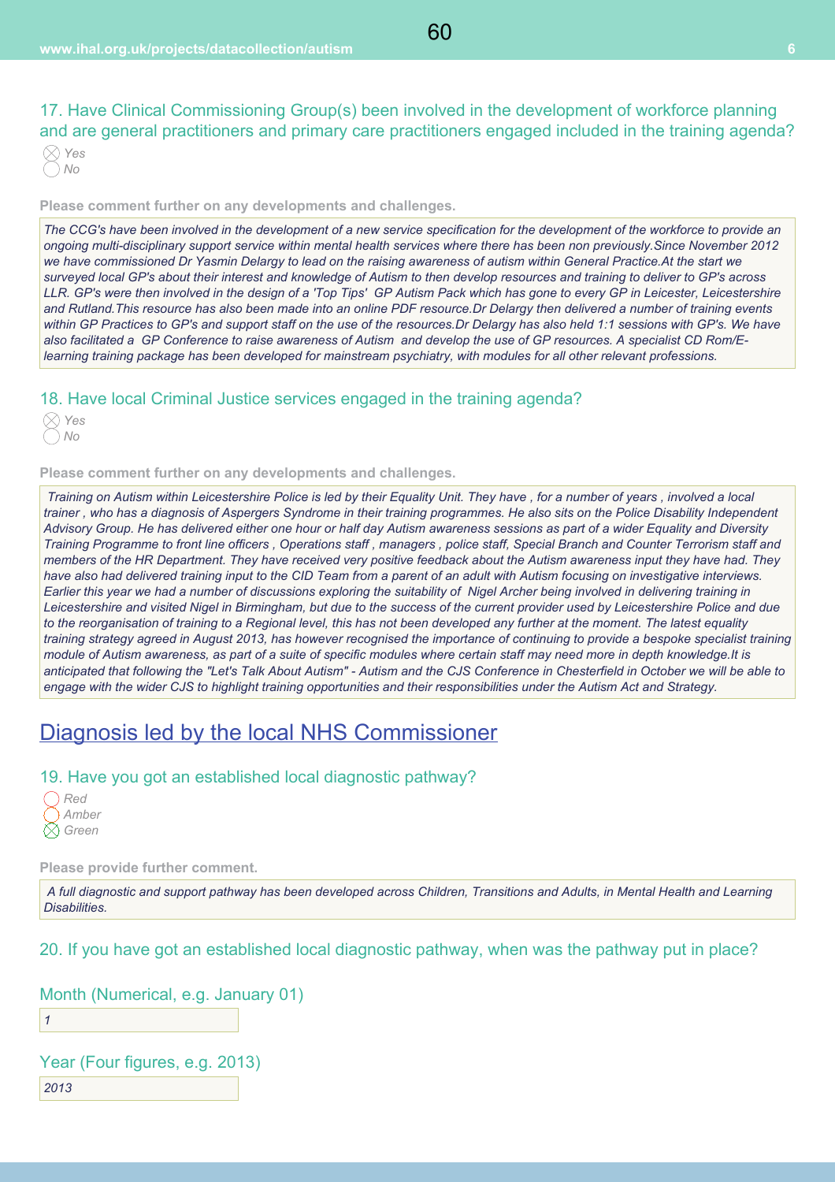17. Have Clinical Commissioning Group(s) been involved in the development of workforce planning and are general practitioners and primary care practitioners engaged included in the training agenda?

- [x] Yes
- [ ] No

**Please comment further on any developments and challenges.**

*The CCG's have been involved in the development of a new service specification for the development of the workforce to provide an ongoing multi-disciplinary support service within mental health services where there has been non previously.Since November 2012 we have commissioned Dr Yasmin Delargy to lead on the raising awareness of autism within General Practice.At the start we surveyed local GP's about their interest and knowledge of Autism to then develop resources and training to deliver to GP's across LLR. GP's were then involved in the design of a 'Top Tips' GP Autism Pack which has gone to every GP in Leicester, Leicestershire and Rutland.This resource has also been made into an online PDF resource.Dr Delargy then delivered a number of training events within GP Practices to GP's and support staff on the use of the resources.Dr Delargy has also held 1:1 sessions with GP's. We have also facilitated a GP Conference to raise awareness of Autism and develop the use of GP resources. A specialist CD Rom/E-learning training package has been developed for mainstream psychiatry, with modules for all other relevant professions.*

18. Have local Criminal Justice services engaged in the training agenda?

- [x] Yes
- [ ] No

**Please comment further on any developments and challenges.**

*Training on Autism within Leicestershire Police is led by their Equality Unit. They have , for a number of years , involved a local trainer , who has a diagnosis of Aspergers Syndrome in their training programmes. He also sits on the Police Disability Independent Advisory Group. He has delivered either one hour or half day Autism awareness sessions as part of a wider Equality and Diversity Training Programme to front line officers , Operations staff , managers , police staff, Special Branch and Counter Terrorism staff and members of the HR Department. They have received very positive feedback about the Autism awareness input they have had. They have also had delivered training input to the CID Team from a parent of an adult with Autism focusing on investigative interviews. Earlier this year we had a number of discussions exploring the suitability of Nigel Archer being involved in delivering training in Leicestershire and visited Nigel in Birmingham, but due to the success of the current provider used by Leicestershire Police and due to the reorganisation of training to a Regional level, this has not been developed any further at the moment. The latest equality training strategy agreed in August 2013, has however recognised the importance of continuing to provide a bespoke specialist training module of Autism awareness, as part of a suite of specific modules where certain staff may need more in depth knowledge.It is anticipated that following the "Let's Talk About Autism" - Autism and the CJS Conference in Chesterfield in October we will be able to engage with the wider CJS to highlight training opportunities and their responsibilities under the Autism Act and Strategy.*

## Diagnosis led by the local NHS Commissioner

19. Have you got an established local diagnostic pathway?

- [ ] Red
- [ ] Amber
- [x] Green

**Please provide further comment.**

*A full diagnostic and support pathway has been developed across Children, Transitions and Adults, in Mental Health and Learning Disabilities.*

20. If you have got an established local diagnostic pathway, when was the pathway put in place?

Month (Numerical, e.g. January 01)

*1*

Year (Four figures, e.g. 2013)

*2013*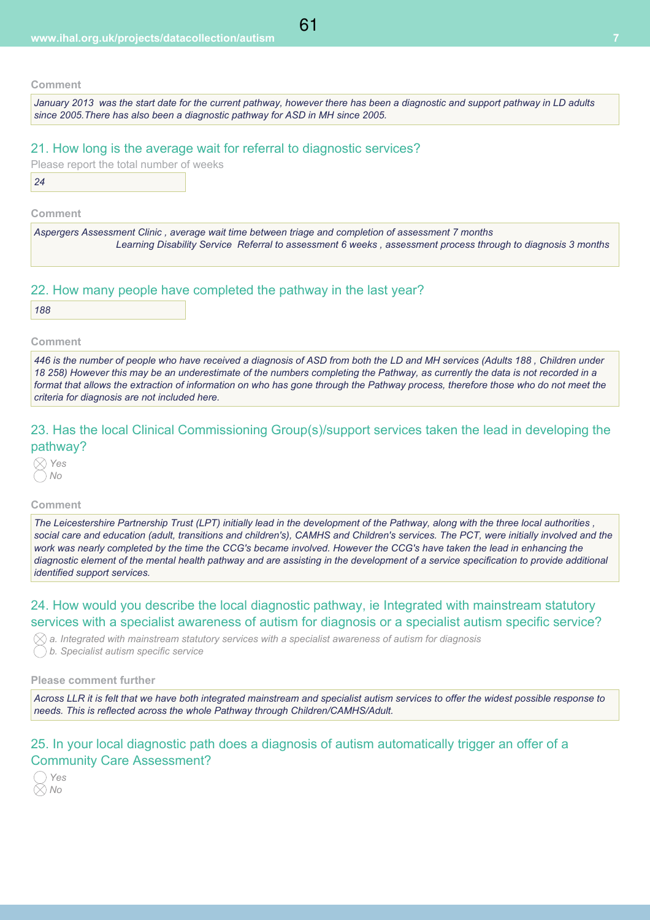**Comment**

*January 2013 was the start date for the current pathway, however there has been a diagnostic and support pathway in LD adults since 2005.There has also been a diagnostic pathway for ASD in MH since 2005.*

## 21. How long is the average wait for referral to diagnostic services?

Please report the total number of weeks

*24*

**Comment**

*Aspergers Assessment Clinic , average wait time between triage and completion of assessment 7 months*
*Learning Disability Service Referral to assessment 6 weeks , assessment process through to diagnosis 3 months*

## 22. How many people have completed the pathway in the last year?

*188*

**Comment**

*446 is the number of people who have received a diagnosis of ASD from both the LD and MH services (Adults 188 , Children under 18 258) However this may be an underestimate of the numbers completing the Pathway, as currently the data is not recorded in a format that allows the extraction of information on who has gone through the Pathway process, therefore those who do not meet the criteria for diagnosis are not included here.*

## 23. Has the local Clinical Commissioning Group(s)/support services taken the lead in developing the pathway?

- [x] *Yes*
- [ ] *No*

**Comment**

*The Leicestershire Partnership Trust (LPT) initially lead in the development of the Pathway, along with the three local authorities , social care and education (adult, transitions and children's), CAMHS and Children's services. The PCT, were initially involved and the work was nearly completed by the time the CCG's became involved. However the CCG's have taken the lead in enhancing the diagnostic element of the mental health pathway and are assisting in the development of a service specification to provide additional identified support services.*

## 24. How would you describe the local diagnostic pathway, ie Integrated with mainstream statutory services with a specialist awareness of autism for diagnosis or a specialist autism specific service?

- [x] *a. Integrated with mainstream statutory services with a specialist awareness of autism for diagnosis*
- [ ] *b. Specialist autism specific service*

**Please comment further**

*Across LLR it is felt that we have both integrated mainstream and specialist autism services to offer the widest possible response to needs. This is reflected across the whole Pathway through Children/CAMHS/Adult.*

## 25. In your local diagnostic path does a diagnosis of autism automatically trigger an offer of a Community Care Assessment?

- [ ] *Yes*
- [x] *No*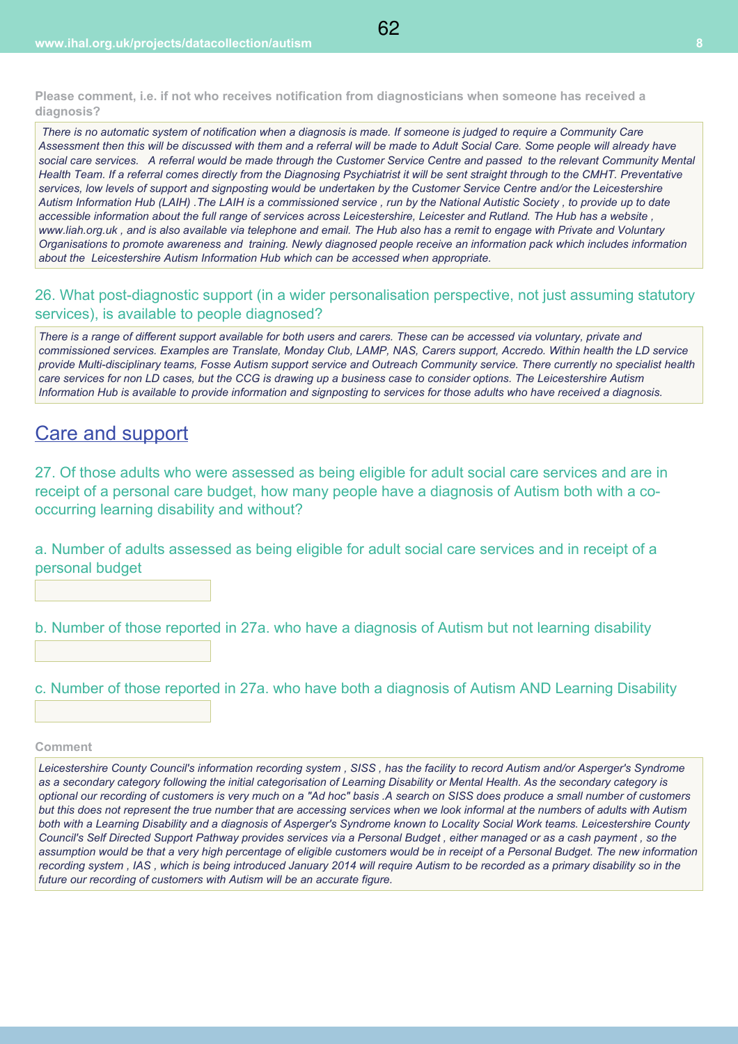**Please comment, i.e. if not who receives notification from diagnosticians when someone has received a diagnosis?**

*There is no automatic system of notification when a diagnosis is made. If someone is judged to require a Community Care Assessment then this will be discussed with them and a referral will be made to Adult Social Care. Some people will already have social care services. A referral would be made through the Customer Service Centre and passed to the relevant Community Mental Health Team. If a referral comes directly from the Diagnosing Psychiatrist it will be sent straight through to the CMHT. Preventative services, low levels of support and signposting would be undertaken by the Customer Service Centre and/or the Leicestershire Autism Information Hub (LAIH) .The LAIH is a commissioned service , run by the National Autistic Society , to provide up to date accessible information about the full range of services across Leicestershire, Leicester and Rutland. The Hub has a website , www.liah.org.uk , and is also available via telephone and email. The Hub also has a remit to engage with Private and Voluntary Organisations to promote awareness and training. Newly diagnosed people receive an information pack which includes information about the Leicestershire Autism Information Hub which can be accessed when appropriate.*

26. What post-diagnostic support (in a wider personalisation perspective, not just assuming statutory services), is available to people diagnosed?

*There is a range of different support available for both users and carers. These can be accessed via voluntary, private and commissioned services. Examples are Translate, Monday Club, LAMP, NAS, Carers support, Accredo. Within health the LD service provide Multi-disciplinary teams, Fosse Autism support service and Outreach Community service. There currently no specialist health care services for non LD cases, but the CCG is drawing up a business case to consider options. The Leicestershire Autism Information Hub is available to provide information and signposting to services for those adults who have received a diagnosis.*

## Care and support

27. Of those adults who were assessed as being eligible for adult social care services and are in receipt of a personal care budget, how many people have a diagnosis of Autism both with a co-occurring learning disability and without?

a. Number of adults assessed as being eligible for adult social care services and in receipt of a personal budget

b. Number of those reported in 27a. who have a diagnosis of Autism but not learning disability

c. Number of those reported in 27a. who have both a diagnosis of Autism AND Learning Disability

**Comment**

*Leicestershire County Council's information recording system , SISS , has the facility to record Autism and/or Asperger's Syndrome as a secondary category following the initial categorisation of Learning Disability or Mental Health. As the secondary category is optional our recording of customers is very much on a "Ad hoc" basis .A search on SISS does produce a small number of customers but this does not represent the true number that are accessing services when we look informal at the numbers of adults with Autism both with a Learning Disability and a diagnosis of Asperger's Syndrome known to Locality Social Work teams. Leicestershire County Council's Self Directed Support Pathway provides services via a Personal Budget , either managed or as a cash payment , so the assumption would be that a very high percentage of eligible customers would be in receipt of a Personal Budget. The new information recording system , IAS , which is being introduced January 2014 will require Autism to be recorded as a primary disability so in the future our recording of customers with Autism will be an accurate figure.*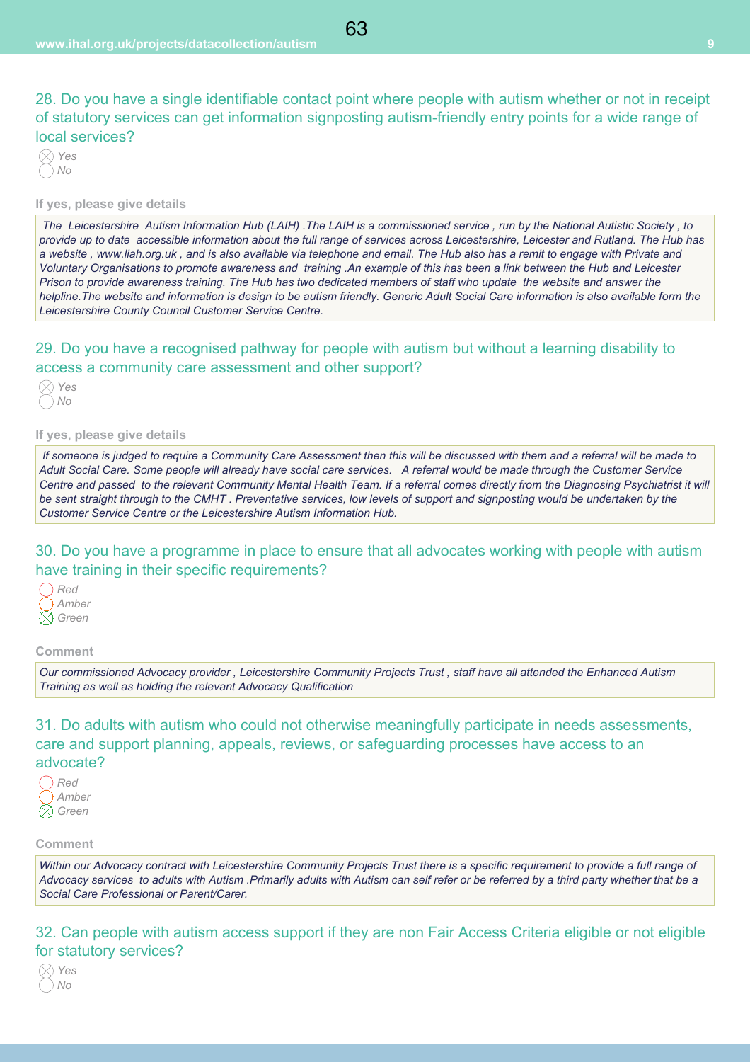## 28. Do you have a single identifiable contact point where people with autism whether or not in receipt of statutory services can get information signposting autism-friendly entry points for a wide range of local services?

- [x] *Yes*
- [ ] *No*

**If yes, please give details**

*The Leicestershire Autism Information Hub (LAIH) .The LAIH is a commissioned service , run by the National Autistic Society , to provide up to date accessible information about the full range of services across Leicestershire, Leicester and Rutland. The Hub has a website , www.liah.org.uk , and is also available via telephone and email. The Hub also has a remit to engage with Private and Voluntary Organisations to promote awareness and training .An example of this has been a link between the Hub and Leicester Prison to provide awareness training. The Hub has two dedicated members of staff who update the website and answer the helpline.The website and information is design to be autism friendly. Generic Adult Social Care information is also available form the Leicestershire County Council Customer Service Centre.*

## 29. Do you have a recognised pathway for people with autism but without a learning disability to access a community care assessment and other support?

- [x] *Yes*
- [ ] *No*

**If yes, please give details**

*If someone is judged to require a Community Care Assessment then this will be discussed with them and a referral will be made to Adult Social Care. Some people will already have social care services. A referral would be made through the Customer Service Centre and passed to the relevant Community Mental Health Team. If a referral comes directly from the Diagnosing Psychiatrist it will be sent straight through to the CMHT . Preventative services, low levels of support and signposting would be undertaken by the Customer Service Centre or the Leicestershire Autism Information Hub.*

## 30. Do you have a programme in place to ensure that all advocates working with people with autism have training in their specific requirements?

- [ ] *Red*
- [ ] *Amber*
- [x] *Green*

**Comment**

*Our commissioned Advocacy provider , Leicestershire Community Projects Trust , staff have all attended the Enhanced Autism Training as well as holding the relevant Advocacy Qualification*

## 31. Do adults with autism who could not otherwise meaningfully participate in needs assessments, care and support planning, appeals, reviews, or safeguarding processes have access to an advocate?

- [ ] *Red*
- [ ] *Amber*
- [x] *Green*

**Comment**

*Within our Advocacy contract with Leicestershire Community Projects Trust there is a specific requirement to provide a full range of Advocacy services to adults with Autism .Primarily adults with Autism can self refer or be referred by a third party whether that be a Social Care Professional or Parent/Carer.*

## 32. Can people with autism access support if they are non Fair Access Criteria eligible or not eligible for statutory services?

- [x] *Yes*
- [ ] *No*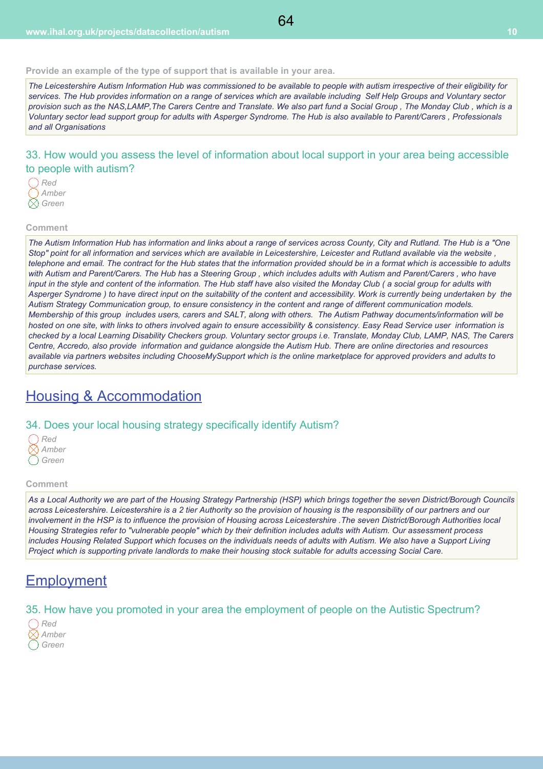**Provide an example of the type of support that is available in your area.**

*The Leicestershire Autism Information Hub was commissioned to be available to people with autism irrespective of their eligibility for services. The Hub provides information on a range of services which are available including Self Help Groups and Voluntary sector provision such as the NAS,LAMP,The Carers Centre and Translate. We also part fund a Social Group , The Monday Club , which is a Voluntary sector lead support group for adults with Asperger Syndrome. The Hub is also available to Parent/Carers , Professionals and all Organisations*

### 33. How would you assess the level of information about local support in your area being accessible to people with autism?

- ◯ Red
- ◯ Amber
- ⊗ Green

**Comment**

*The Autism Information Hub has information and links about a range of services across County, City and Rutland. The Hub is a "One Stop" point for all information and services which are available in Leicestershire, Leicester and Rutland available via the website , telephone and email. The contract for the Hub states that the information provided should be in a format which is accessible to adults with Autism and Parent/Carers. The Hub has a Steering Group , which includes adults with Autism and Parent/Carers , who have input in the style and content of the information. The Hub staff have also visited the Monday Club ( a social group for adults with Asperger Syndrome ) to have direct input on the suitability of the content and accessibility. Work is currently being undertaken by the Autism Strategy Communication group, to ensure consistency in the content and range of different communication models. Membership of this group includes users, carers and SALT, along with others. The Autism Pathway documents/information will be hosted on one site, with links to others involved again to ensure accessibility & consistency. Easy Read Service user information is checked by a local Learning Disability Checkers group. Voluntary sector groups i.e. Translate, Monday Club, LAMP, NAS, The Carers Centre, Accredo, also provide information and guidance alongside the Autism Hub. There are online directories and resources available via partners websites including ChooseMySupport which is the online marketplace for approved providers and adults to purchase services.*

## Housing & Accommodation

### 34. Does your local housing strategy specifically identify Autism?

- ◯ Red
- ⊗ Amber
- ◯ Green

**Comment**

*As a Local Authority we are part of the Housing Strategy Partnership (HSP) which brings together the seven District/Borough Councils across Leicestershire. Leicestershire is a 2 tier Authority so the provision of housing is the responsibility of our partners and our involvement in the HSP is to influence the provision of Housing across Leicestershire .The seven District/Borough Authorities local Housing Strategies refer to "vulnerable people" which by their definition includes adults with Autism. Our assessment process includes Housing Related Support which focuses on the individuals needs of adults with Autism. We also have a Support Living Project which is supporting private landlords to make their housing stock suitable for adults accessing Social Care.*

## Employment

### 35. How have you promoted in your area the employment of people on the Autistic Spectrum?

- ◯ Red
- ⊗ Amber
- ◯ Green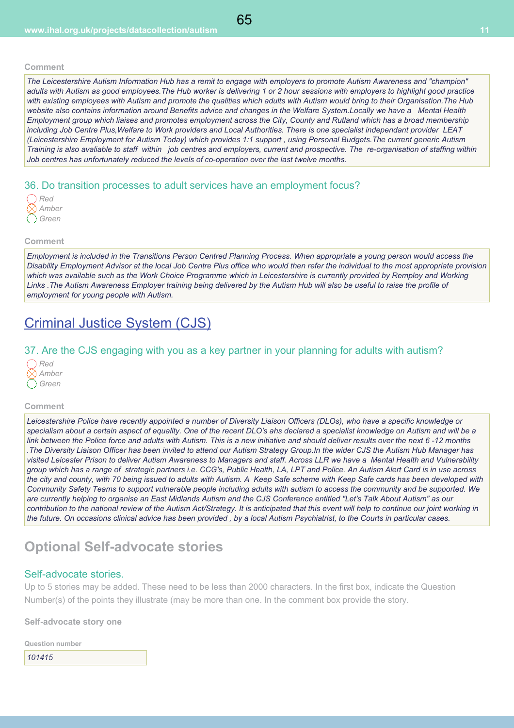**Comment**

*The Leicestershire Autism Information Hub has a remit to engage with employers to promote Autism Awareness and "champion" adults with Autism as good employees.The Hub worker is delivering 1 or 2 hour sessions with employers to highlight good practice with existing employees with Autism and promote the qualities which adults with Autism would bring to their Organisation.The Hub website also contains information around Benefits advice and changes in the Welfare System.Locally we have a Mental Health Employment group which liaises and promotes employment across the City, County and Rutland which has a broad membership including Job Centre Plus,Welfare to Work providers and Local Authorities. There is one specialist independant provider LEAT (Leicestershire Employment for Autism Today) which provides 1:1 support , using Personal Budgets.The current generic Autism Training is also avaliable to staff within job centres and employers, current and prospective. The re-organisation of staffing within Job centres has unfortunately reduced the levels of co-operation over the last twelve months.*

### 36. Do transition processes to adult services have an employment focus?

- ○ Red
- ⊗ Amber
- ○ Green

**Comment**

*Employment is included in the Transitions Person Centred Planning Process. When appropriate a young person would access the Disability Employment Advisor at the local Job Centre Plus office who would then refer the individual to the most appropriate provision which was available such as the Work Choice Programme which in Leicestershire is currently provided by Remploy and Working Links .The Autism Awareness Employer training being delivered by the Autism Hub will also be useful to raise the profile of employment for young people with Autism.*

## Criminal Justice System (CJS)

### 37. Are the CJS engaging with you as a key partner in your planning for adults with autism?

- ○ Red
- ⊗ Amber
- ○ Green

**Comment**

*Leicestershire Police have recently appointed a number of Diversity Liaison Officers (DLOs), who have a specific knowledge or specialism about a certain aspect of equality. One of the recent DLO's ahs declared a specialist knowledge on Autism and will be a link between the Police force and adults with Autism. This is a new initiative and should deliver results over the next 6 -12 months .The Diversity Liaison Officer has been invited to attend our Autism Strategy Group.In the wider CJS the Autism Hub Manager has visited Leicester Prison to deliver Autism Awareness to Managers and staff. Across LLR we have a Mental Health and Vulnerability group which has a range of strategic partners i.e. CCG's, Public Health, LA, LPT and Police. An Autism Alert Card is in use across the city and county, with 70 being issued to adults with Autism. A Keep Safe scheme with Keep Safe cards has been developed with Community Safety Teams to support vulnerable people including adults with autism to access the community and be supported. We are currently helping to organise an East Midlands Autism and the CJS Conference entitled "Let's Talk About Autism" as our contribution to the national review of the Autism Act/Strategy. It is anticipated that this event will help to continue our joint working in the future. On occasions clinical advice has been provided , by a local Autism Psychiatrist, to the Courts in particular cases.*

## Optional Self-advocate stories

### Self-advocate stories.

Up to 5 stories may be added. These need to be less than 2000 characters. In the first box, indicate the Question Number(s) of the points they illustrate (may be more than one. In the comment box provide the story.

**Self-advocate story one**

**Question number**

*101415*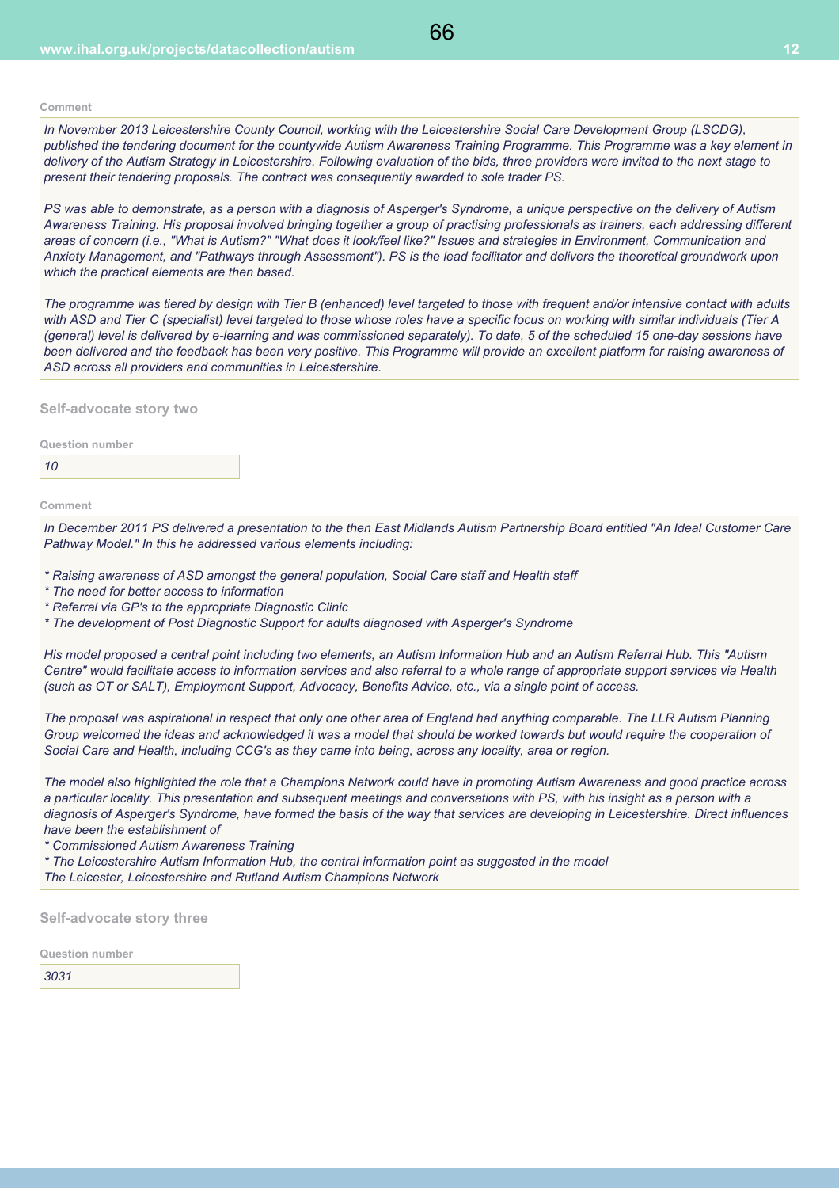**Comment**

*In November 2013 Leicestershire County Council, working with the Leicestershire Social Care Development Group (LSCDG), published the tendering document for the countywide Autism Awareness Training Programme. This Programme was a key element in delivery of the Autism Strategy in Leicestershire. Following evaluation of the bids, three providers were invited to the next stage to present their tendering proposals. The contract was consequently awarded to sole trader PS.*

*PS was able to demonstrate, as a person with a diagnosis of Asperger's Syndrome, a unique perspective on the delivery of Autism Awareness Training. His proposal involved bringing together a group of practising professionals as trainers, each addressing different areas of concern (i.e., "What is Autism?" "What does it look/feel like?" Issues and strategies in Environment, Communication and Anxiety Management, and "Pathways through Assessment"). PS is the lead facilitator and delivers the theoretical groundwork upon which the practical elements are then based.*

*The programme was tiered by design with Tier B (enhanced) level targeted to those with frequent and/or intensive contact with adults with ASD and Tier C (specialist) level targeted to those whose roles have a specific focus on working with similar individuals (Tier A (general) level is delivered by e-learning and was commissioned separately). To date, 5 of the scheduled 15 one-day sessions have been delivered and the feedback has been very positive. This Programme will provide an excellent platform for raising awareness of ASD across all providers and communities in Leicestershire.*

### Self-advocate story two

**Question number**

*10*

**Comment**

*In December 2011 PS delivered a presentation to the then East Midlands Autism Partnership Board entitled "An Ideal Customer Care Pathway Model." In this he addressed various elements including:*

* *Raising awareness of ASD amongst the general population, Social Care staff and Health staff*
* *The need for better access to information*
* *Referral via GP's to the appropriate Diagnostic Clinic*
* *The development of Post Diagnostic Support for adults diagnosed with Asperger's Syndrome*

*His model proposed a central point including two elements, an Autism Information Hub and an Autism Referral Hub. This "Autism Centre" would facilitate access to information services and also referral to a whole range of appropriate support services via Health (such as OT or SALT), Employment Support, Advocacy, Benefits Advice, etc., via a single point of access.*

*The proposal was aspirational in respect that only one other area of England had anything comparable. The LLR Autism Planning Group welcomed the ideas and acknowledged it was a model that should be worked towards but would require the cooperation of Social Care and Health, including CCG's as they came into being, across any locality, area or region.*

*The model also highlighted the role that a Champions Network could have in promoting Autism Awareness and good practice across a particular locality. This presentation and subsequent meetings and conversations with PS, with his insight as a person with a diagnosis of Asperger's Syndrome, have formed the basis of the way that services are developing in Leicestershire. Direct influences have been the establishment of*

* *Commissioned Autism Awareness Training*
* *The Leicestershire Autism Information Hub, the central information point as suggested in the model*

*The Leicester, Leicestershire and Rutland Autism Champions Network*

### Self-advocate story three

**Question number**

*3031*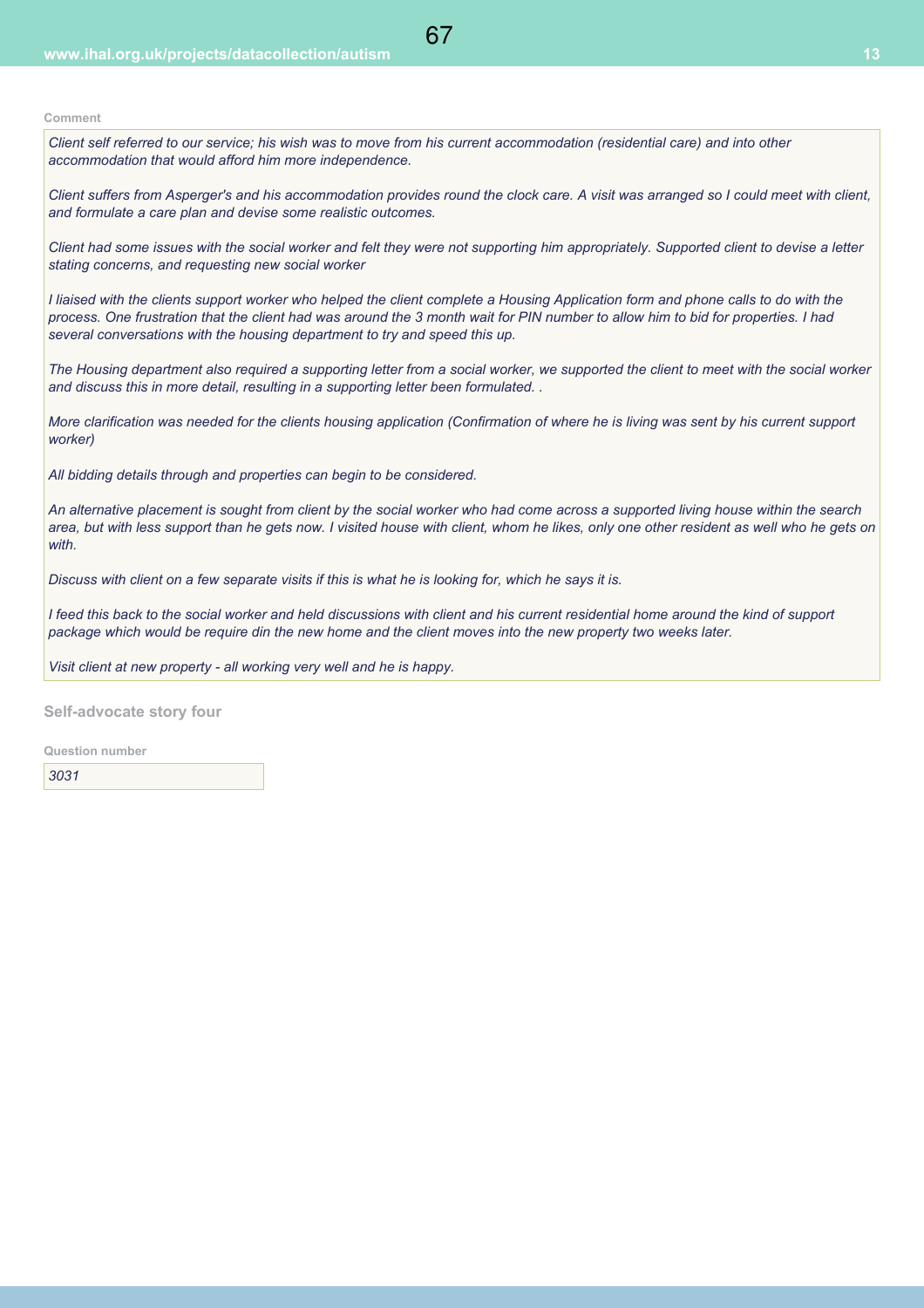Comment

*Client self referred to our service; his wish was to move from his current accommodation (residential care) and into other accommodation that would afford him more independence.*

*Client suffers from Asperger's and his accommodation provides round the clock care. A visit was arranged so I could meet with client, and formulate a care plan and devise some realistic outcomes.*

*Client had some issues with the social worker and felt they were not supporting him appropriately. Supported client to devise a letter stating concerns, and requesting new social worker*

*I liaised with the clients support worker who helped the client complete a Housing Application form and phone calls to do with the process. One frustration that the client had was around the 3 month wait for PIN number to allow him to bid for properties. I had several conversations with the housing department to try and speed this up.*

*The Housing department also required a supporting letter from a social worker, we supported the client to meet with the social worker and discuss this in more detail, resulting in a supporting letter been formulated. .*

*More clarification was needed for the clients housing application (Confirmation of where he is living was sent by his current support worker)*

*All bidding details through and properties can begin to be considered.*

*An alternative placement is sought from client by the social worker who had come across a supported living house within the search area, but with less support than he gets now. I visited house with client, whom he likes, only one other resident as well who he gets on with.*

*Discuss with client on a few separate visits if this is what he is looking for, which he says it is.*

*I feed this back to the social worker and held discussions with client and his current residential home around the kind of support package which would be require din the new home and the client moves into the new property two weeks later.*

*Visit client at new property - all working very well and he is happy.*

## Self-advocate story four

Question number

*3031*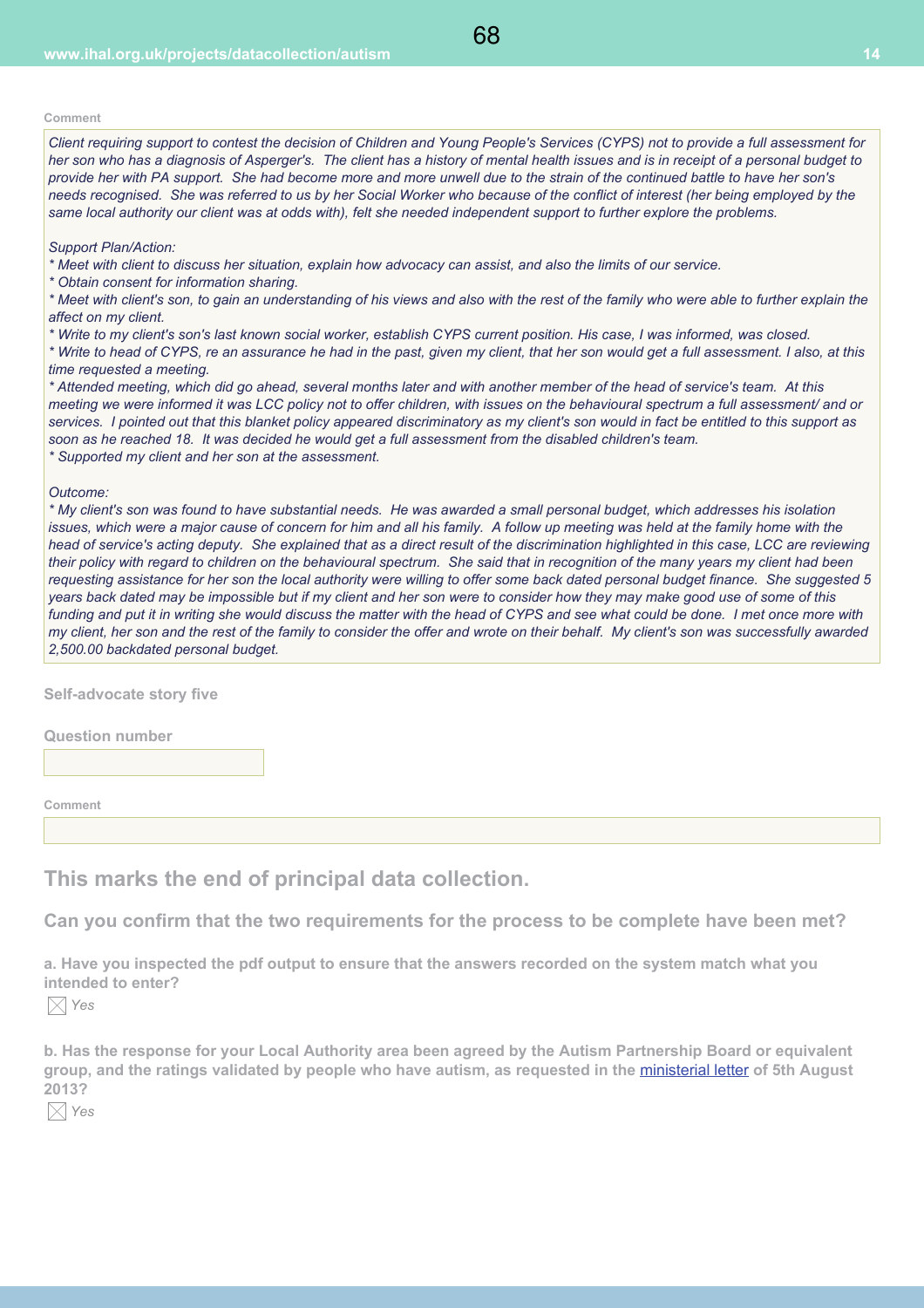**Comment**

*Client requiring support to contest the decision of Children and Young People's Services (CYPS) not to provide a full assessment for her son who has a diagnosis of Asperger's. The client has a history of mental health issues and is in receipt of a personal budget to provide her with PA support. She had become more and more unwell due to the strain of the continued battle to have her son's needs recognised. She was referred to us by her Social Worker who because of the conflict of interest (her being employed by the same local authority our client was at odds with), felt she needed independent support to further explore the problems.*

*Support Plan/Action:*
* *Meet with client to discuss her situation, explain how advocacy can assist, and also the limits of our service.*
* *Obtain consent for information sharing.*
* *Meet with client's son, to gain an understanding of his views and also with the rest of the family who were able to further explain the affect on my client.*
* *Write to my client's son's last known social worker, establish CYPS current position. His case, I was informed, was closed.*
* *Write to head of CYPS, re an assurance he had in the past, given my client, that her son would get a full assessment. I also, at this time requested a meeting.*
* *Attended meeting, which did go ahead, several months later and with another member of the head of service's team. At this meeting we were informed it was LCC policy not to offer children, with issues on the behavioural spectrum a full assessment/ and or services. I pointed out that this blanket policy appeared discriminatory as my client's son would in fact be entitled to this support as soon as he reached 18. It was decided he would get a full assessment from the disabled children's team.*
* *Supported my client and her son at the assessment.*

*Outcome:*
* *My client's son was found to have substantial needs. He was awarded a small personal budget, which addresses his isolation issues, which were a major cause of concern for him and all his family. A follow up meeting was held at the family home with the head of service's acting deputy. She explained that as a direct result of the discrimination highlighted in this case, LCC are reviewing their policy with regard to children on the behavioural spectrum. She said that in recognition of the many years my client had been requesting assistance for her son the local authority were willing to offer some back dated personal budget finance. She suggested 5 years back dated may be impossible but if my client and her son were to consider how they may make good use of some of this funding and put it in writing she would discuss the matter with the head of CYPS and see what could be done. I met once more with my client, her son and the rest of the family to consider the offer and wrote on their behalf. My client's son was successfully awarded 2,500.00 backdated personal budget.*

**Self-advocate story five**

**Question number**

**Comment**

## This marks the end of principal data collection.

### Can you confirm that the two requirements for the process to be complete have been met?

**a. Have you inspected the pdf output to ensure that the answers recorded on the system match what you intended to enter?**

☒ *Yes*

**b. Has the response for your Local Authority area been agreed by the Autism Partnership Board or equivalent group, and the ratings validated by people who have autism, as requested in the ministerial letter of 5th August 2013?**

☒ *Yes*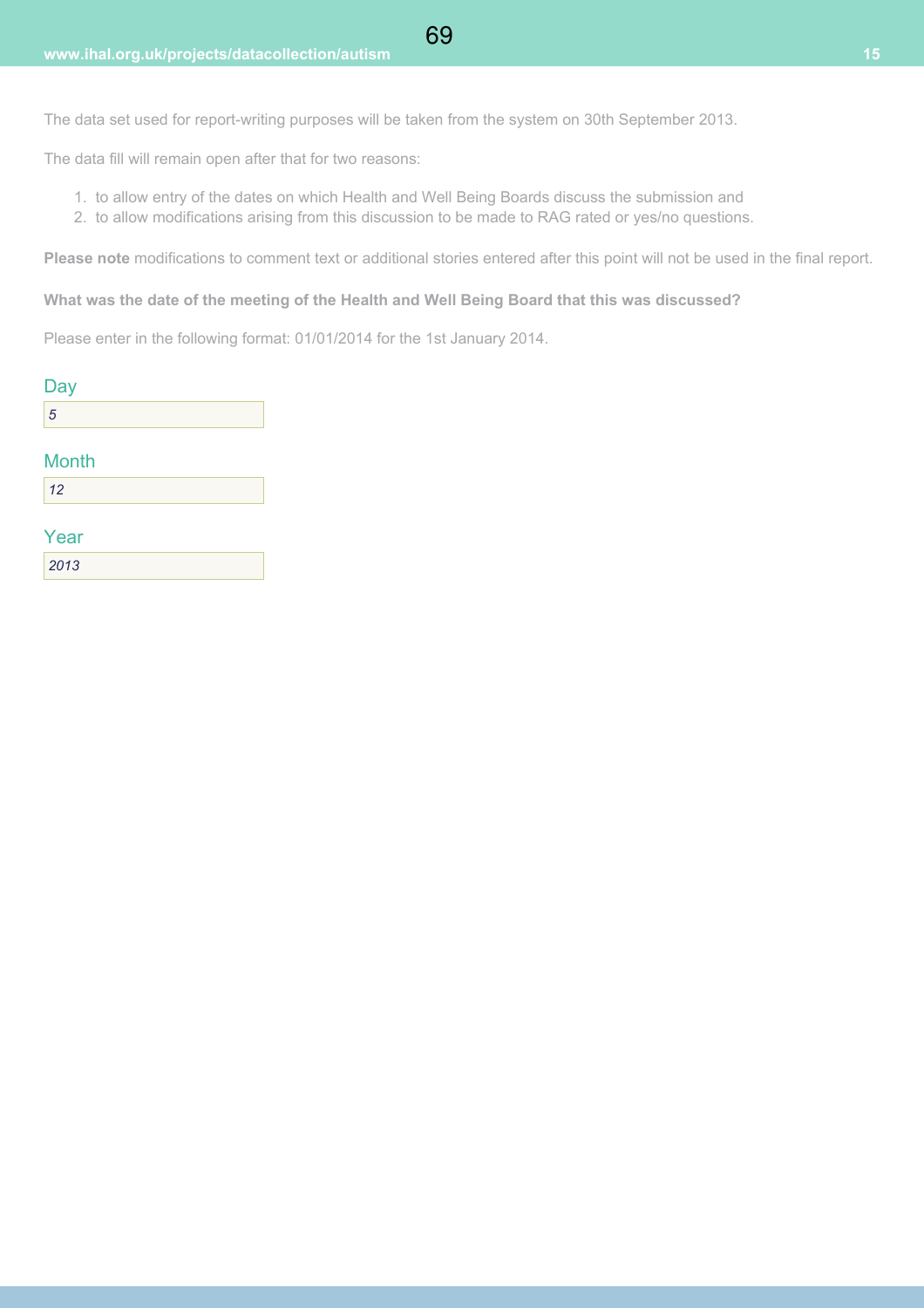The data set used for report-writing purposes will be taken from the system on 30th September 2013.

The data fill will remain open after that for two reasons:

1. to allow entry of the dates on which Health and Well Being Boards discuss the submission and
2. to allow modifications arising from this discussion to be made to RAG rated or yes/no questions.

**Please note** modifications to comment text or additional stories entered after this point will not be used in the final report.

**What was the date of the meeting of the Health and Well Being Board that this was discussed?**

Please enter in the following format: 01/01/2014 for the 1st January 2014.

Day

*5*

Month

*12*

Year

*2013*